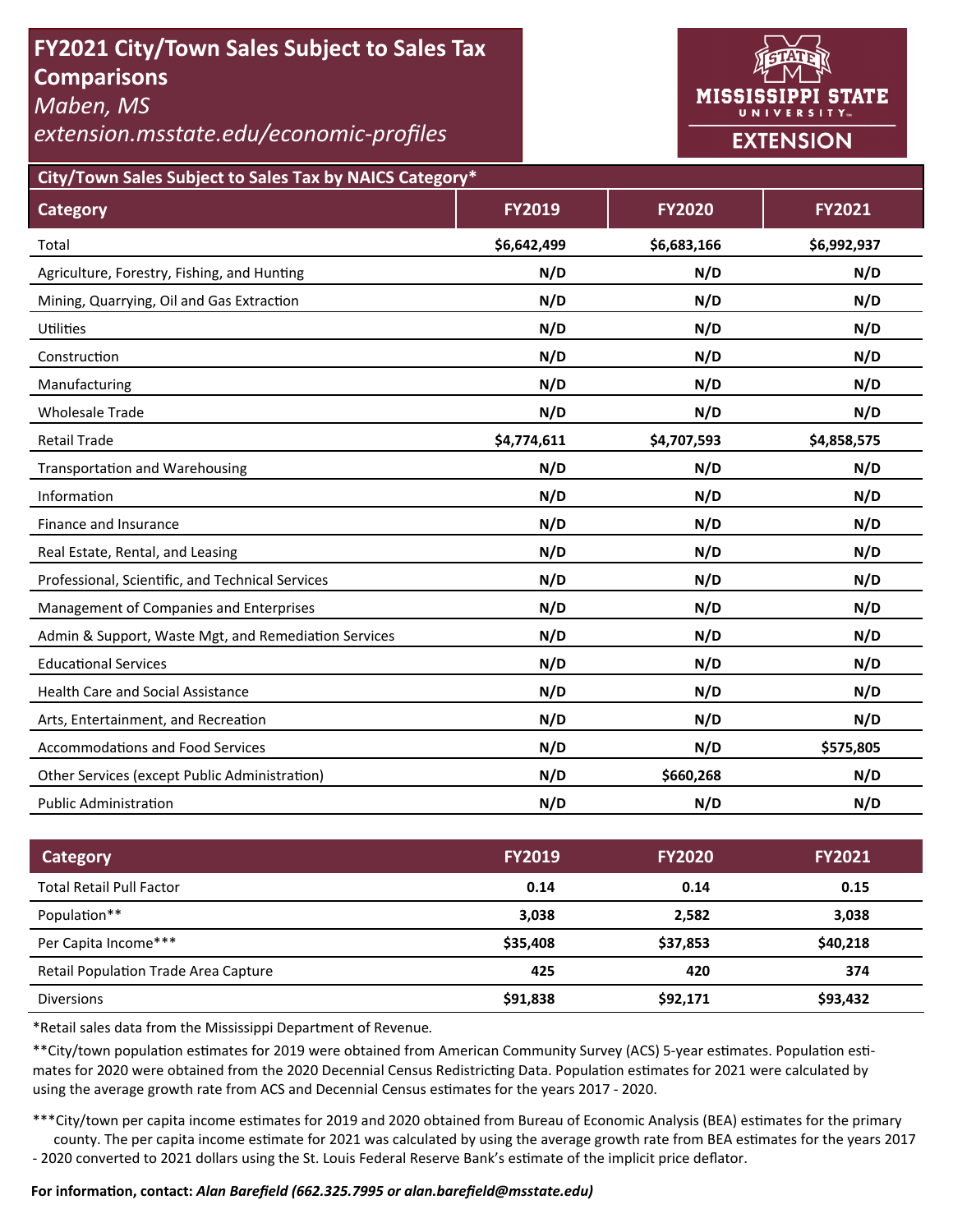# FY2021 City/Town Sales Subject to Sales Tax Comparisons

*Maben, MS*

*extension.msstate.edu/economic-profiles*

MISSISSIPPI STATE UNIVERSITY EXTENSION

## City/Town Sales Subject to Sales Tax by NAICS Category*

| Category | FY2019 | FY2020 | FY2021 |
|---|---|---|---|
| Total | **$6,642,499** | **$6,683,166** | **$6,992,937** |
| Agriculture, Forestry, Fishing, and Hunting | **N/D** | **N/D** | **N/D** |
| Mining, Quarrying, Oil and Gas Extraction | **N/D** | **N/D** | **N/D** |
| Utilities | **N/D** | **N/D** | **N/D** |
| Construction | **N/D** | **N/D** | **N/D** |
| Manufacturing | **N/D** | **N/D** | **N/D** |
| Wholesale Trade | **N/D** | **N/D** | **N/D** |
| Retail Trade | **$4,774,611** | **$4,707,593** | **$4,858,575** |
| Transportation and Warehousing | **N/D** | **N/D** | **N/D** |
| Information | **N/D** | **N/D** | **N/D** |
| Finance and Insurance | **N/D** | **N/D** | **N/D** |
| Real Estate, Rental, and Leasing | **N/D** | **N/D** | **N/D** |
| Professional, Scientific, and Technical Services | **N/D** | **N/D** | **N/D** |
| Management of Companies and Enterprises | **N/D** | **N/D** | **N/D** |
| Admin & Support, Waste Mgt, and Remediation Services | **N/D** | **N/D** | **N/D** |
| Educational Services | **N/D** | **N/D** | **N/D** |
| Health Care and Social Assistance | **N/D** | **N/D** | **N/D** |
| Arts, Entertainment, and Recreation | **N/D** | **N/D** | **N/D** |
| Accommodations and Food Services | **N/D** | **N/D** | **$575,805** |
| Other Services (except Public Administration) | **N/D** | **$660,268** | **N/D** |
| Public Administration | **N/D** | **N/D** | **N/D** |

| Category | FY2019 | FY2020 | FY2021 |
|---|---|---|---|
| Total Retail Pull Factor | **0.14** | **0.14** | **0.15** |
| Population** | **3,038** | **2,582** | **3,038** |
| Per Capita Income*** | **$35,408** | **$37,853** | **$40,218** |
| Retail Population Trade Area Capture | **425** | **420** | **374** |
| Diversions | **$91,838** | **$92,171** | **$93,432** |

*Retail sales data from the Mississippi Department of Revenue.

**City/town population estimates for 2019 were obtained from American Community Survey (ACS) 5-year estimates. Population estimates for 2020 were obtained from the 2020 Decennial Census Redistricting Data. Population estimates for 2021 were calculated by using the average growth rate from ACS and Decennial Census estimates for the years 2017 - 2020.

***City/town per capita income estimates for 2019 and 2020 obtained from Bureau of Economic Analysis (BEA) estimates for the primary county. The per capita income estimate for 2021 was calculated by using the average growth rate from BEA estimates for the years 2017 - 2020 converted to 2021 dollars using the St. Louis Federal Reserve Bank's estimate of the implicit price deflator.

**For information, contact: *Alan Barefield (662.325.7995 or alan.barefield@msstate.edu)***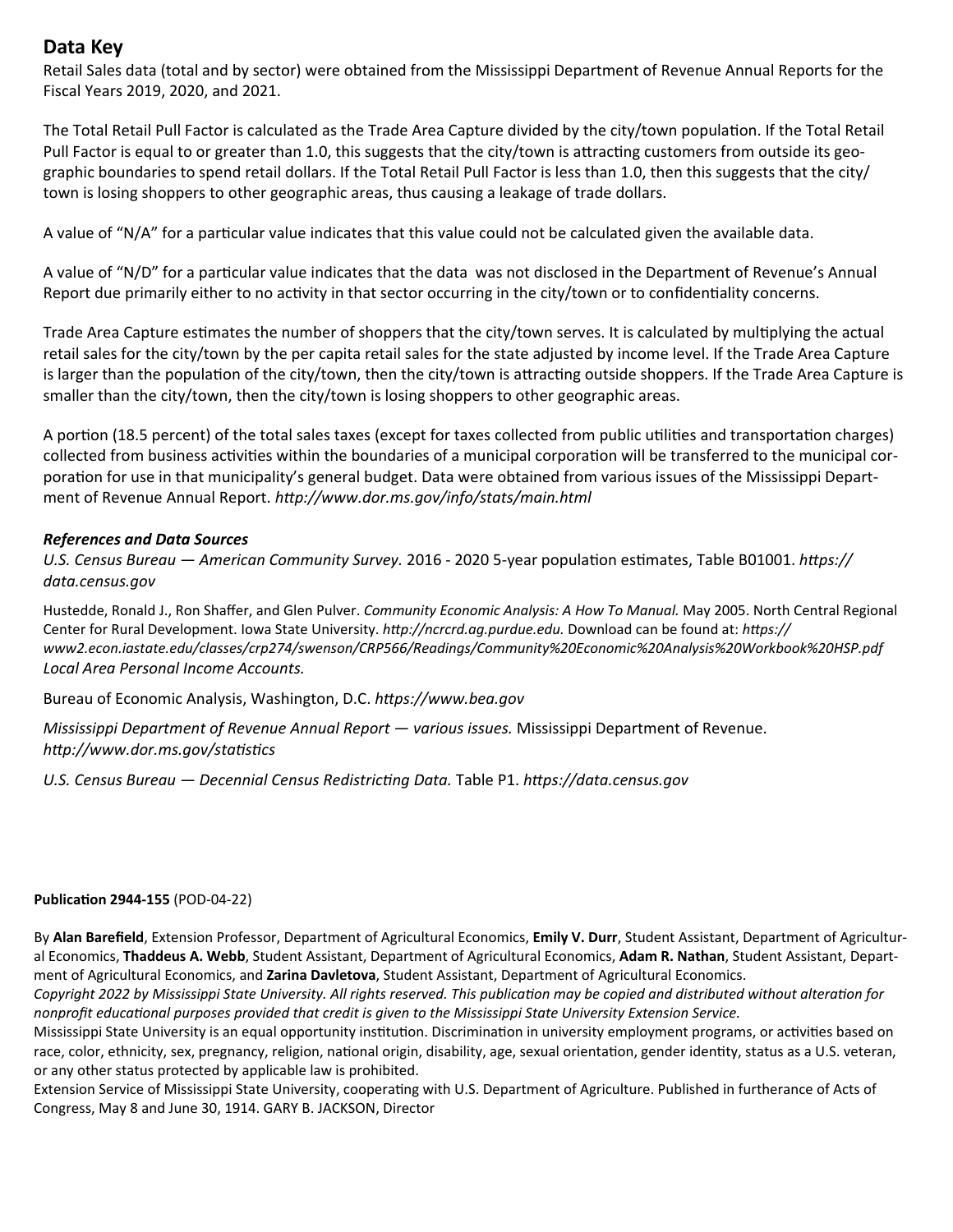## Data Key

Retail Sales data (total and by sector) were obtained from the Mississippi Department of Revenue Annual Reports for the Fiscal Years 2019, 2020, and 2021.

The Total Retail Pull Factor is calculated as the Trade Area Capture divided by the city/town population. If the Total Retail Pull Factor is equal to or greater than 1.0, this suggests that the city/town is attracting customers from outside its geographic boundaries to spend retail dollars. If the Total Retail Pull Factor is less than 1.0, then this suggests that the city/town is losing shoppers to other geographic areas, thus causing a leakage of trade dollars.

A value of "N/A" for a particular value indicates that this value could not be calculated given the available data.

A value of "N/D" for a particular value indicates that the data was not disclosed in the Department of Revenue's Annual Report due primarily either to no activity in that sector occurring in the city/town or to confidentiality concerns.

Trade Area Capture estimates the number of shoppers that the city/town serves. It is calculated by multiplying the actual retail sales for the city/town by the per capita retail sales for the state adjusted by income level. If the Trade Area Capture is larger than the population of the city/town, then the city/town is attracting outside shoppers. If the Trade Area Capture is smaller than the city/town, then the city/town is losing shoppers to other geographic areas.

A portion (18.5 percent) of the total sales taxes (except for taxes collected from public utilities and transportation charges) collected from business activities within the boundaries of a municipal corporation will be transferred to the municipal corporation for use in that municipality's general budget. Data were obtained from various issues of the Mississippi Department of Revenue Annual Report. *http://www.dor.ms.gov/info/stats/main.html*

### *References and Data Sources*

*U.S. Census Bureau — American Community Survey.* 2016 - 2020 5-year population estimates, Table B01001. *https://data.census.gov*

Hustedde, Ronald J., Ron Shaffer, and Glen Pulver. *Community Economic Analysis: A How To Manual.* May 2005. North Central Regional Center for Rural Development. Iowa State University. *http://ncrcrd.ag.purdue.edu.* Download can be found at: *https://www2.econ.iastate.edu/classes/crp274/swenson/CRP566/Readings/Community%20Economic%20Analysis%20Workbook%20HSP.pdf* *Local Area Personal Income Accounts.*

Bureau of Economic Analysis, Washington, D.C. *https://www.bea.gov*

*Mississippi Department of Revenue Annual Report — various issues.* Mississippi Department of Revenue. *http://www.dor.ms.gov/statistics*

*U.S. Census Bureau — Decennial Census Redistricting Data.* Table P1. *https://data.census.gov*

**Publication 2944-155** (POD-04-22)

By **Alan Barefield**, Extension Professor, Department of Agricultural Economics, **Emily V. Durr**, Student Assistant, Department of Agricultural Economics, **Thaddeus A. Webb**, Student Assistant, Department of Agricultural Economics, **Adam R. Nathan**, Student Assistant, Department of Agricultural Economics, and **Zarina Davletova**, Student Assistant, Department of Agricultural Economics.

*Copyright 2022 by Mississippi State University. All rights reserved. This publication may be copied and distributed without alteration for nonprofit educational purposes provided that credit is given to the Mississippi State University Extension Service.*

Mississippi State University is an equal opportunity institution. Discrimination in university employment programs, or activities based on race, color, ethnicity, sex, pregnancy, religion, national origin, disability, age, sexual orientation, gender identity, status as a U.S. veteran, or any other status protected by applicable law is prohibited.

Extension Service of Mississippi State University, cooperating with U.S. Department of Agriculture. Published in furtherance of Acts of Congress, May 8 and June 30, 1914. GARY B. JACKSON, Director